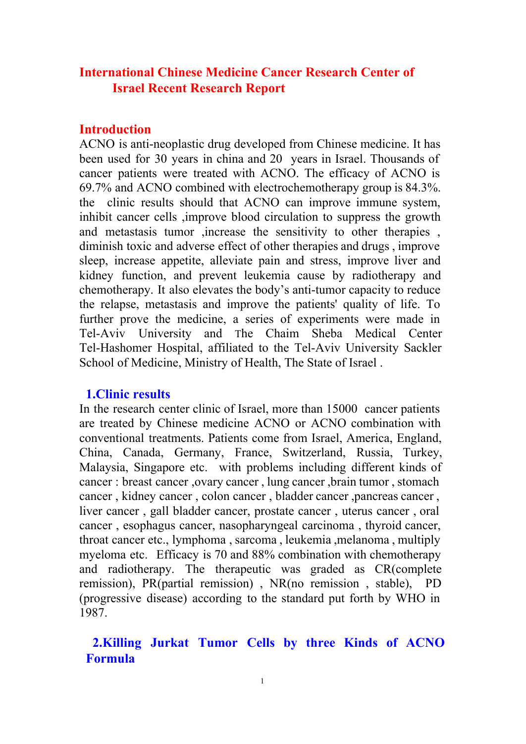# International Chinese Medicine Cancer Research Center of Israel Recent Research Report

## Introduction

ACNO is anti-neoplastic drug developed from Chinese medicine. It has been used for 30 years in china and 20 years in Israel. Thousands of cancer patients were treated with ACNO. The efficacy of ACNO is 69.7% and ACNO combined with electrochemotherapy group is 84.3%. the clinic results should that ACNO can improve immune system, inhibit cancer cells ,improve blood circulation to suppress the growth and metastasis tumor ,increase the sensitivity to other therapies , diminish toxic and adverse effect of other therapies and drugs , improve sleep, increase appetite, alleviate pain and stress, improve liver and kidney function, and prevent leukemia cause by radiotherapy and chemotherapy. It also elevates the body's anti-tumor capacity to reduce the relapse, metastasis and improve the patients' quality of life. To further prove the medicine, a series of experiments were made in Tel-Aviv University and The Chaim Sheba Medical Center Tel-Hashomer Hospital, affiliated to the Tel-Aviv University Sackler School of Medicine, Ministry of Health, The State of Israel .

## 1.Clinic results

In the research center clinic of Israel, more than 15000 cancer patients are treated by Chinese medicine ACNO or ACNO combination with conventional treatments. Patients come from Israel, America, England, China, Canada, Germany, France, Switzerland, Russia, Turkey, Malaysia, Singapore etc. with problems including different kinds of cancer : breast cancer ,ovary cancer , lung cancer ,brain tumor , stomach cancer , kidney cancer , colon cancer , bladder cancer ,pancreas cancer , liver cancer , gall bladder cancer, prostate cancer , uterus cancer , oral cancer , esophagus cancer, nasopharyngeal carcinoma , thyroid cancer, throat cancer etc., lymphoma , sarcoma , leukemia ,melanoma , multiply myeloma etc. Efficacy is 70 and 88% combination with chemotherapy and radiotherapy. The therapeutic was graded as CR(complete remission), PR(partial remission) , NR(no remission , stable), PD (progressive disease) according to the standard put forth by WHO in 1987.

## 2.Killing Jurkat Tumor Cells by three Kinds of ACNO Formula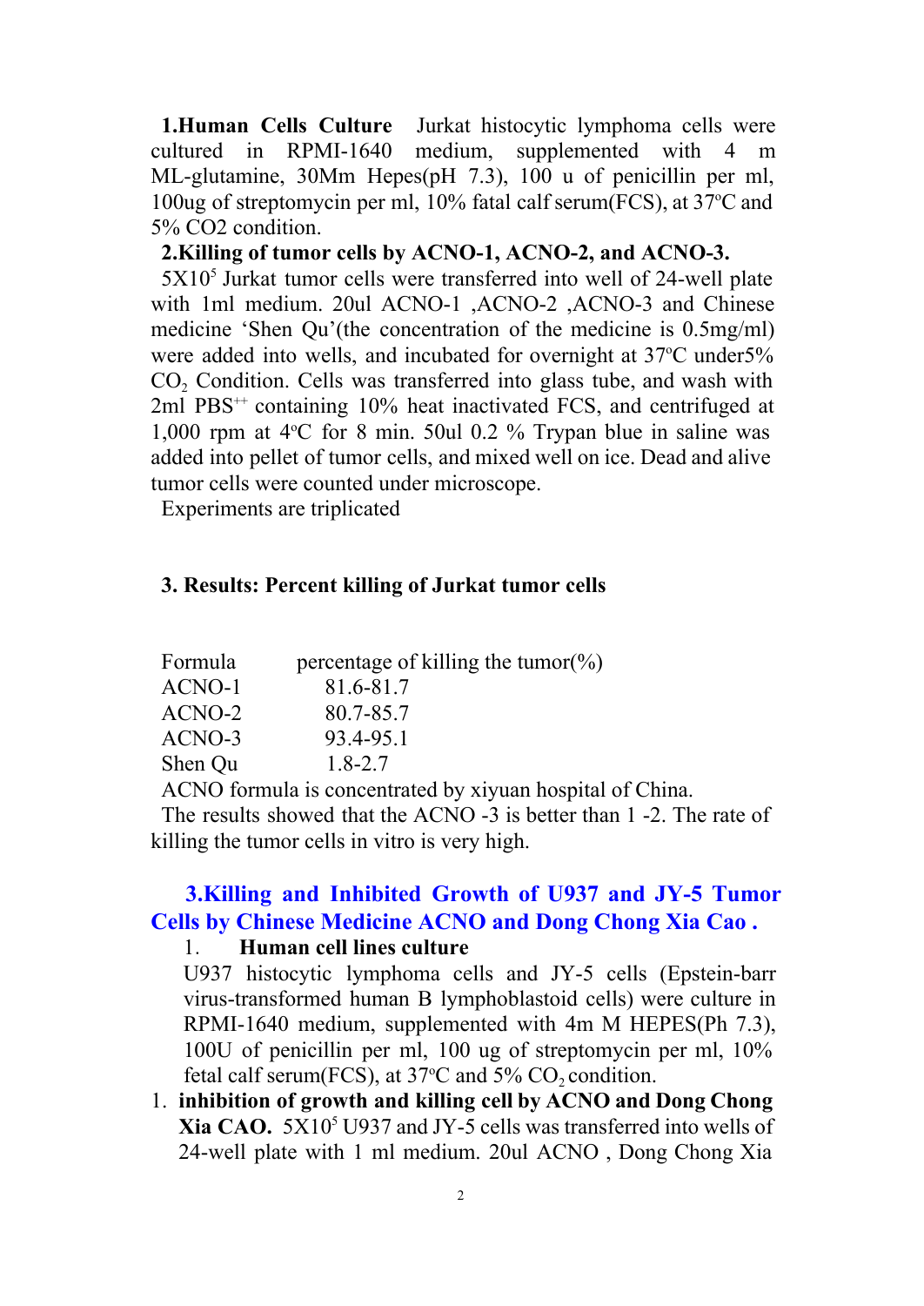**1.Human Cells Culture** Jurkat histocytic lymphoma cells were cultured in RPMI-1640 medium, supplemented with 4 m ML-glutamine, 30Mm Hepes(pH 7.3), 100 u of penicillin per ml, 100ug of streptomycin per ml, 10% fatal calf serum(FCS), at 37°C and 5% CO2 condition.

**2.Killing of tumor cells by ACNO-1, ACNO-2, and ACNO-3.**

$5X10^5$ Jurkat tumor cells were transferred into well of 24-well plate with 1ml medium. 20ul ACNO-1 ,ACNO-2 ,ACNO-3 and Chinese medicine 'Shen Qu'(the concentration of the medicine is 0.5mg/ml) were added into wells, and incubated for overnight at 37°C under5% $CO_2$ Condition. Cells was transferred into glass tube, and wash with 2ml $PBS^{++}$ containing 10% heat inactivated FCS, and centrifuged at 1,000 rpm at 4°C for 8 min. 50ul 0.2 % Trypan blue in saline was added into pellet of tumor cells, and mixed well on ice. Dead and alive tumor cells were counted under microscope.

Experiments are triplicated

**3. Results: Percent killing of Jurkat tumor cells**

| Formula | percentage of killing the tumor(%) |
|---|---|
| ACNO-1 | 81.6-81.7 |
| ACNO-2 | 80.7-85.7 |
| ACNO-3 | 93.4-95.1 |
| Shen Qu | 1.8-2.7 |

ACNO formula is concentrated by xiyuan hospital of China.

The results showed that the ACNO -3 is better than 1 -2. The rate of killing the tumor cells in vitro is very high.

## 3.Killing and Inhibited Growth of U937 and JY-5 Tumor Cells by Chinese Medicine ACNO and Dong Chong Xia Cao .

1. **Human cell lines culture**

U937 histocytic lymphoma cells and JY-5 cells (Epstein-barr virus-transformed human B lymphoblastoid cells) were culture in RPMI-1640 medium, supplemented with 4m M HEPES(Ph 7.3), 100U of penicillin per ml, 100 ug of streptomycin per ml, 10% fetal calf serum(FCS), at 37°C and 5% $CO_2$ condition.

1. **inhibition of growth and killing cell by ACNO and Dong Chong Xia CAO.** $5X10^5$ U937 and JY-5 cells was transferred into wells of 24-well plate with 1 ml medium. 20ul ACNO , Dong Chong Xia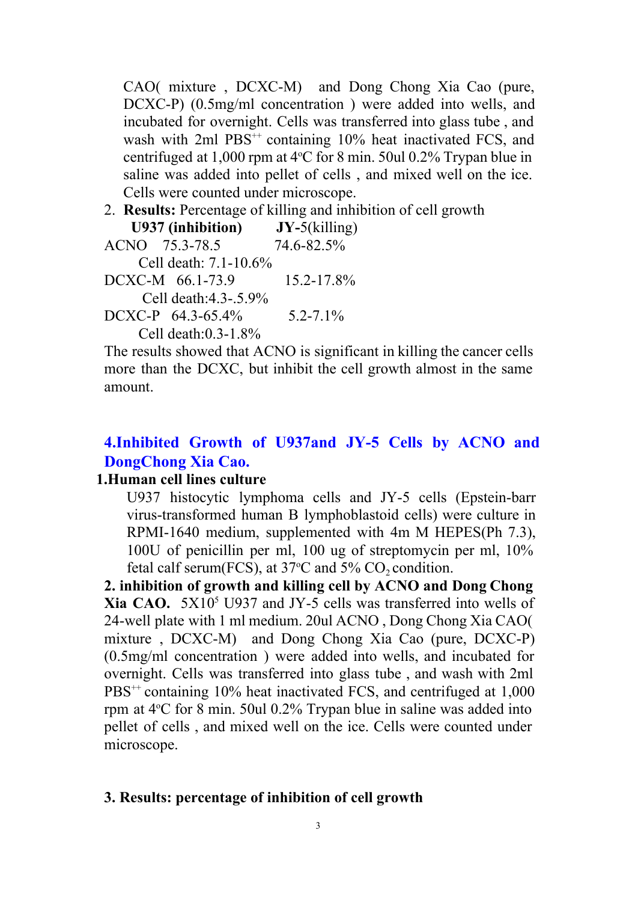CAO( mixture , DCXC-M) and Dong Chong Xia Cao (pure, DCXC-P) (0.5mg/ml concentration ) were added into wells, and incubated for overnight. Cells was transferred into glass tube , and wash with 2ml PBS$^{++}$ containing 10% heat inactivated FCS, and centrifuged at 1,000 rpm at 4°C for 8 min. 50ul 0.2% Trypan blue in saline was added into pellet of cells , and mixed well on the ice. Cells were counted under microscope.

2. **Results:** Percentage of killing and inhibition of cell growth

| | **U937 (inhibition)** | **JY-**5(killing) |
|---|---|---|
| ACNO | 75.3-78.5 | 74.6-82.5% |
| | Cell death: 7.1-10.6% | |
| DCXC-M | 66.1-73.9 | 15.2-17.8% |
| | Cell death:4.3-.5.9% | |
| DCXC-P | 64.3-65.4% | 5.2-7.1% |
| | Cell death:0.3-1.8% | |

The results showed that ACNO is significant in killing the cancer cells more than the DCXC, but inhibit the cell growth almost in the same amount.

## 4.Inhibited Growth of U937and JY-5 Cells by ACNO and DongChong Xia Cao.

**1.Human cell lines culture**

U937 histocytic lymphoma cells and JY-5 cells (Epstein-barr virus-transformed human B lymphoblastoid cells) were culture in RPMI-1640 medium, supplemented with 4m M HEPES(Ph 7.3), 100U of penicillin per ml, 100 ug of streptomycin per ml, 10% fetal calf serum(FCS), at 37°C and 5% $CO_2$ condition.

**2. inhibition of growth and killing cell by ACNO and Dong Chong Xia CAO.** $5X10^5$ U937 and JY-5 cells was transferred into wells of 24-well plate with 1 ml medium. 20ul ACNO , Dong Chong Xia CAO( mixture , DCXC-M) and Dong Chong Xia Cao (pure, DCXC-P) (0.5mg/ml concentration ) were added into wells, and incubated for overnight. Cells was transferred into glass tube , and wash with 2ml PBS$^{++}$ containing 10% heat inactivated FCS, and centrifuged at 1,000 rpm at 4°C for 8 min. 50ul 0.2% Trypan blue in saline was added into pellet of cells , and mixed well on the ice. Cells were counted under microscope.

**3. Results: percentage of inhibition of cell growth**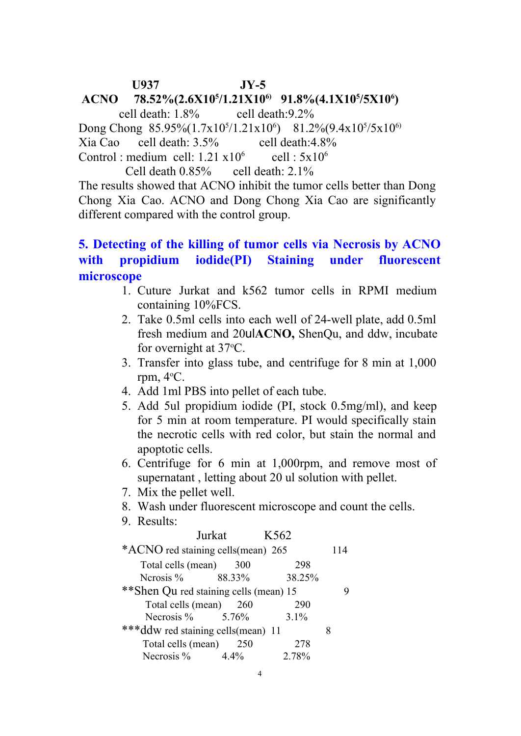| | U937 | JY-5 |
|---|---|---|
| **ACNO** | **78.52%($2.6X10^5/1.21X10^6$)** | **91.8%($4.1X10^5/5X10^6$)** |
| | cell death: 1.8% | cell death:9.2% |
| Dong Chong | 85.95%($1.7x10^5/1.21x10^6$) | 81.2%($9.4x10^5/5x10^6$) |
| Xia Cao | cell death: 3.5% | cell death:4.8% |
| Control : medium | cell: $1.21 x10^6$ | cell : $5x10^6$ |
| | Cell death 0.85% | cell death: 2.1% |

The results showed that ACNO inhibit the tumor cells better than Dong Chong Xia Cao. ACNO and Dong Chong Xia Cao are significantly different compared with the control group.

## 5. Detecting of the killing of tumor cells via Necrosis by ACNO with propidium iodide(PI) Staining under fluorescent microscope

1. Cuture Jurkat and k562 tumor cells in RPMI medium containing 10%FCS.
2. Take 0.5ml cells into each well of 24-well plate, add 0.5ml fresh medium and 20ul**ACNO,** ShenQu, and ddw, incubate for overnight at 37°C.
3. Transfer into glass tube, and centrifuge for 8 min at 1,000 rpm, 4°C.
4. Add 1ml PBS into pellet of each tube.
5. Add 5ul propidium iodide (PI, stock 0.5mg/ml), and keep for 5 min at room temperature. PI would specifically stain the necrotic cells with red color, but stain the normal and apoptotic cells.
6. Centrifuge for 6 min at 1,000rpm, and remove most of supernatant , letting about 20 ul solution with pellet.
7. Mix the pellet well.
8. Wash under fluorescent microscope and count the cells.
9. Results:

| | Jurkat | K562 |
|---|---|---|
| *ACNO red staining cells(mean) | 265 | 114 |
| Total cells (mean) | 300 | 298 |
| Ncrosis % | 88.33% | 38.25% |
| **Shen Qu red staining cells (mean) | 15 | 9 |
| Total cells (mean) | 260 | 290 |
| Necrosis % | 5.76% | 3.1% |
| ***ddw red staining cells(mean) | 11 | 8 |
| Total cells (mean) | 250 | 278 |
| Necrosis % | 4.4% | 2.78% |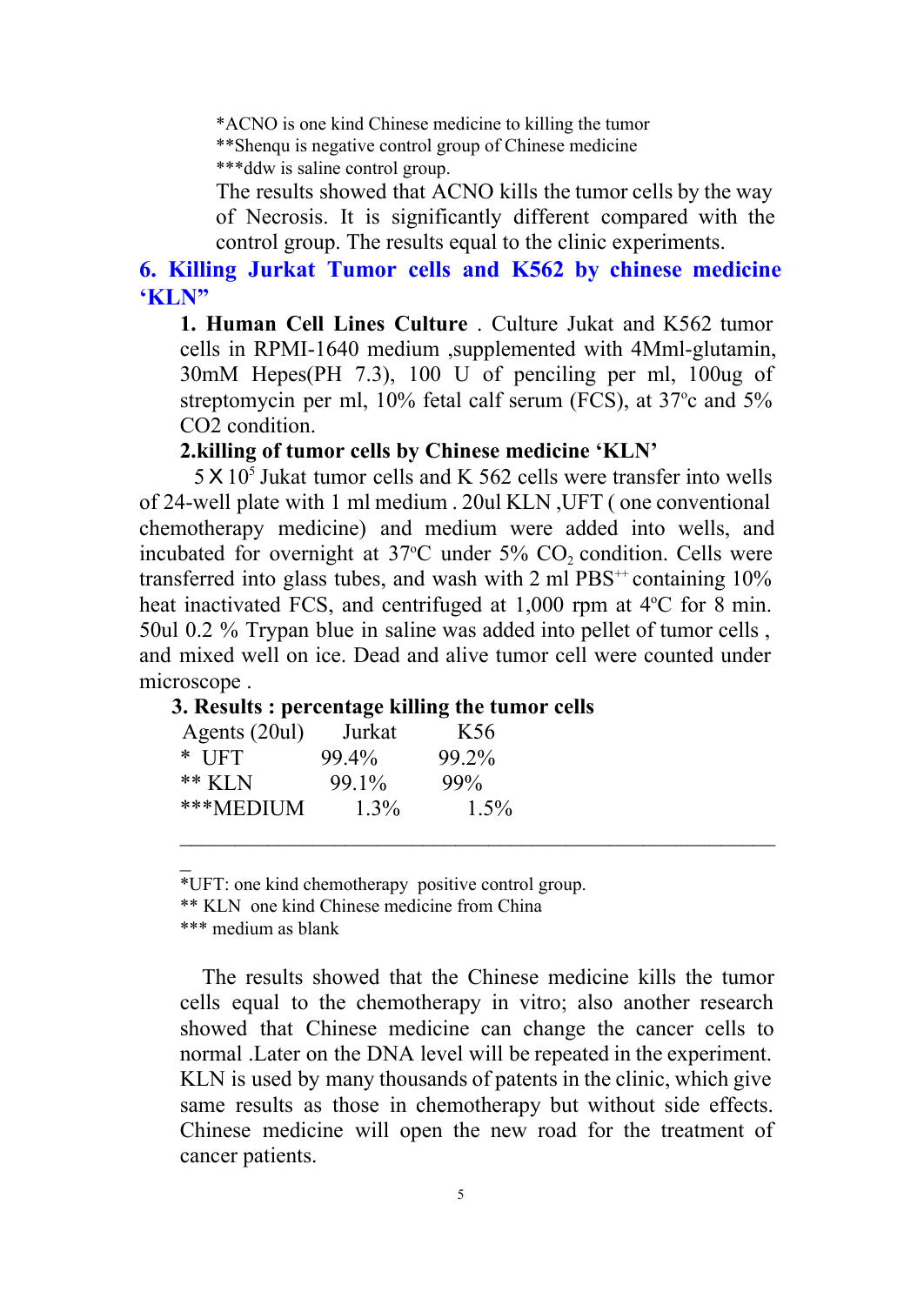*ACNO is one kind Chinese medicine to killing the tumor
**Shenqu is negative control group of Chinese medicine
***ddw is saline control group.

The results showed that ACNO kills the tumor cells by the way of Necrosis. It is significantly different compared with the control group. The results equal to the clinic experiments.

## 6. Killing Jurkat Tumor cells and K562 by chinese medicine 'KLN"

**1. Human Cell Lines Culture** . Culture Jukat and K562 tumor cells in RPMI-1640 medium ,supplemented with 4Mml-glutamin, 30mM Hepes(PH 7.3), 100 U of penciling per ml, 100ug of streptomycin per ml, 10% fetal calf serum (FCS), at 37ºc and 5% CO2 condition.

**2.killing of tumor cells by Chinese medicine 'KLN'**

$5 \times 10^5$ Jukat tumor cells and K 562 cells were transfer into wells of 24-well plate with 1 ml medium . 20ul KLN ,UFT ( one conventional chemotherapy medicine) and medium were added into wells, and incubated for overnight at 37ºC under 5% $CO_2$ condition. Cells were transferred into glass tubes, and wash with 2 ml $PBS^{++}$ containing 10% heat inactivated FCS, and centrifuged at 1,000 rpm at 4ºC for 8 min. 50ul 0.2 % Trypan blue in saline was added into pellet of tumor cells , and mixed well on ice. Dead and alive tumor cell were counted under microscope .

**3. Results : percentage killing the tumor cells**

| Agents (20ul) | Jurkat | K56 |
|---|---|---|
| * UFT | 99.4% | 99.2% |
| ** KLN | 99.1% | 99% |
| ***MEDIUM | 1.3% | 1.5% |

*UFT: one kind chemotherapy positive control group.
** KLN one kind Chinese medicine from China
*** medium as blank

The results showed that the Chinese medicine kills the tumor cells equal to the chemotherapy in vitro; also another research showed that Chinese medicine can change the cancer cells to normal .Later on the DNA level will be repeated in the experiment. KLN is used by many thousands of patents in the clinic, which give same results as those in chemotherapy but without side effects. Chinese medicine will open the new road for the treatment of cancer patients.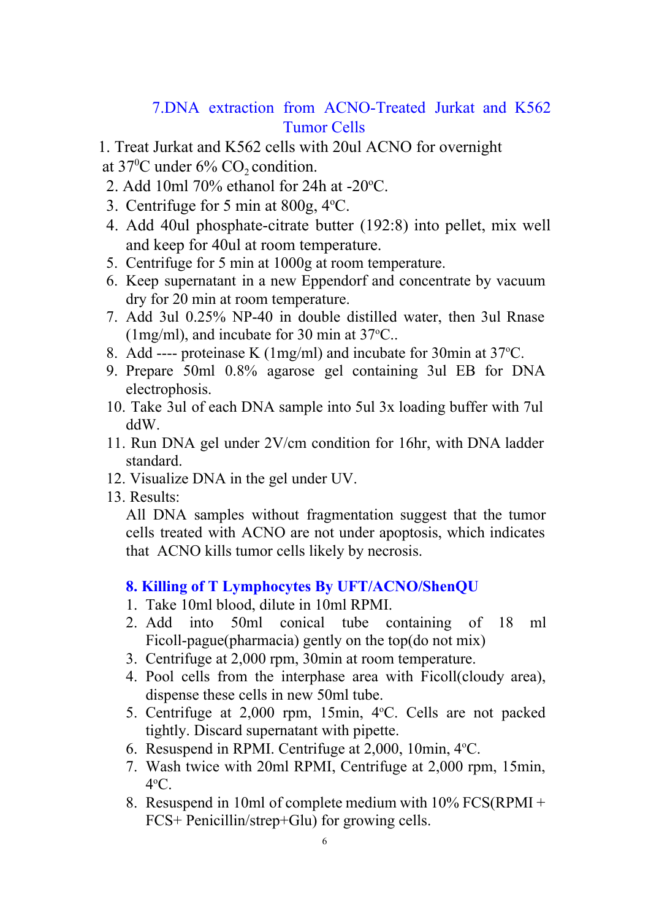## 7.DNA extraction from ACNO-Treated Jurkat and K562 Tumor Cells

1. Treat Jurkat and K562 cells with 20ul ACNO for overnight at $37^0$C under 6% $CO_2$ condition.
2. Add 10ml 70% ethanol for 24h at -20$^o$C.
3. Centrifuge for 5 min at 800g, 4$^o$C.
4. Add 40ul phosphate-citrate butter (192:8) into pellet, mix well and keep for 40ul at room temperature.
5. Centrifuge for 5 min at 1000g at room temperature.
6. Keep supernatant in a new Eppendorf and concentrate by vacuum dry for 20 min at room temperature.
7. Add 3ul 0.25% NP-40 in double distilled water, then 3ul Rnase (1mg/ml), and incubate for 30 min at 37$^o$C..
8. Add ---- proteinase K (1mg/ml) and incubate for 30min at 37$^o$C.
9. Prepare 50ml 0.8% agarose gel containing 3ul EB for DNA electrophosis.
10. Take 3ul of each DNA sample into 5ul 3x loading buffer with 7ul ddW.
11. Run DNA gel under 2V/cm condition for 16hr, with DNA ladder standard.
12. Visualize DNA in the gel under UV.
13. Results:
    All DNA samples without fragmentation suggest that the tumor cells treated with ACNO are not under apoptosis, which indicates that ACNO kills tumor cells likely by necrosis.

## 8. Killing of T Lymphocytes By UFT/ACNO/ShenQU

1. Take 10ml blood, dilute in 10ml RPMI.
2. Add into 50ml conical tube containing of 18 ml Ficoll-pague(pharmacia) gently on the top(do not mix)
3. Centrifuge at 2,000 rpm, 30min at room temperature.
4. Pool cells from the interphase area with Ficoll(cloudy area), dispense these cells in new 50ml tube.
5. Centrifuge at 2,000 rpm, 15min, 4$^o$C. Cells are not packed tightly. Discard supernatant with pipette.
6. Resuspend in RPMI. Centrifuge at 2,000, 10min, 4$^o$C.
7. Wash twice with 20ml RPMI, Centrifuge at 2,000 rpm, 15min, 4$^o$C.
8. Resuspend in 10ml of complete medium with 10% FCS(RPMI + FCS+ Penicillin/strep+Glu) for growing cells.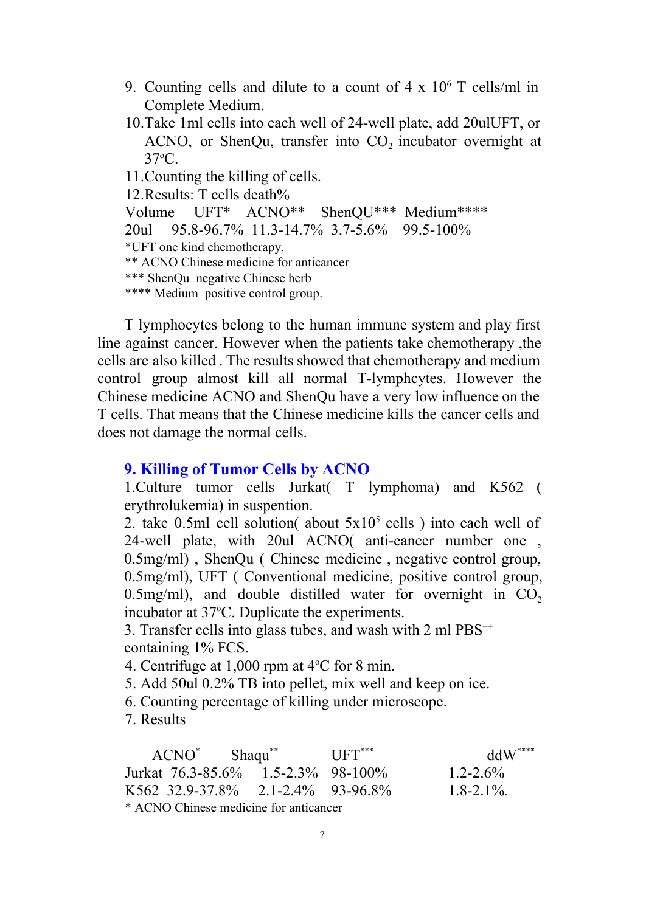9. Counting cells and dilute to a count of $4 \times 10^6$ T cells/ml in Complete Medium.
10. Take 1ml cells into each well of 24-well plate, add 20ulUFT, or ACNO, or ShenQu, transfer into $CO_2$ incubator overnight at 37°C.
11. Counting the killing of cells.
12. Results: T cells death%

| Volume | UFT* | ACNO** | ShenQU*** | Medium**** |
|---|---|---|---|---|
| 20ul | 95.8-96.7% | 11.3-14.7% | 3.7-5.6% | 99.5-100% |

*UFT one kind chemotherapy.
** ACNO Chinese medicine for anticancer
*** ShenQu negative Chinese herb
**** Medium positive control group.

T lymphocytes belong to the human immune system and play first line against cancer. However when the patients take chemotherapy ,the cells are also killed . The results showed that chemotherapy and medium control group almost kill all normal T-lymphcytes. However the Chinese medicine ACNO and ShenQu have a very low influence on the T cells. That means that the Chinese medicine kills the cancer cells and does not damage the normal cells.

## 9. Killing of Tumor Cells by ACNO

1. Culture tumor cells Jurkat( T lymphoma) and K562 ( erythrolukemia) in suspention.
2. take 0.5ml cell solution( about $5 \times 10^5$ cells ) into each well of 24-well plate, with 20ul ACNO( anti-cancer number one , 0.5mg/ml) , ShenQu ( Chinese medicine , negative control group, 0.5mg/ml), UFT ( Conventional medicine, positive control group, 0.5mg/ml), and double distilled water for overnight in $CO_2$ incubator at 37°C. Duplicate the experiments.
3. Transfer cells into glass tubes, and wash with 2 ml $PBS^{++}$ containing 1% FCS.
4. Centrifuge at 1,000 rpm at 4°C for 8 min.
5. Add 50ul 0.2% TB into pellet, mix well and keep on ice.
6. Counting percentage of killing under microscope.
7. Results

| | ACNO* | Shaqu** | UFT*** | ddW**** |
|---|---|---|---|---|
| Jurkat | 76.3-85.6% | 1.5-2.3% | 98-100% | 1.2-2.6% |
| K562 | 32.9-37.8% | 2.1-2.4% | 93-96.8% | 1.8-2.1%. |

* ACNO Chinese medicine for anticancer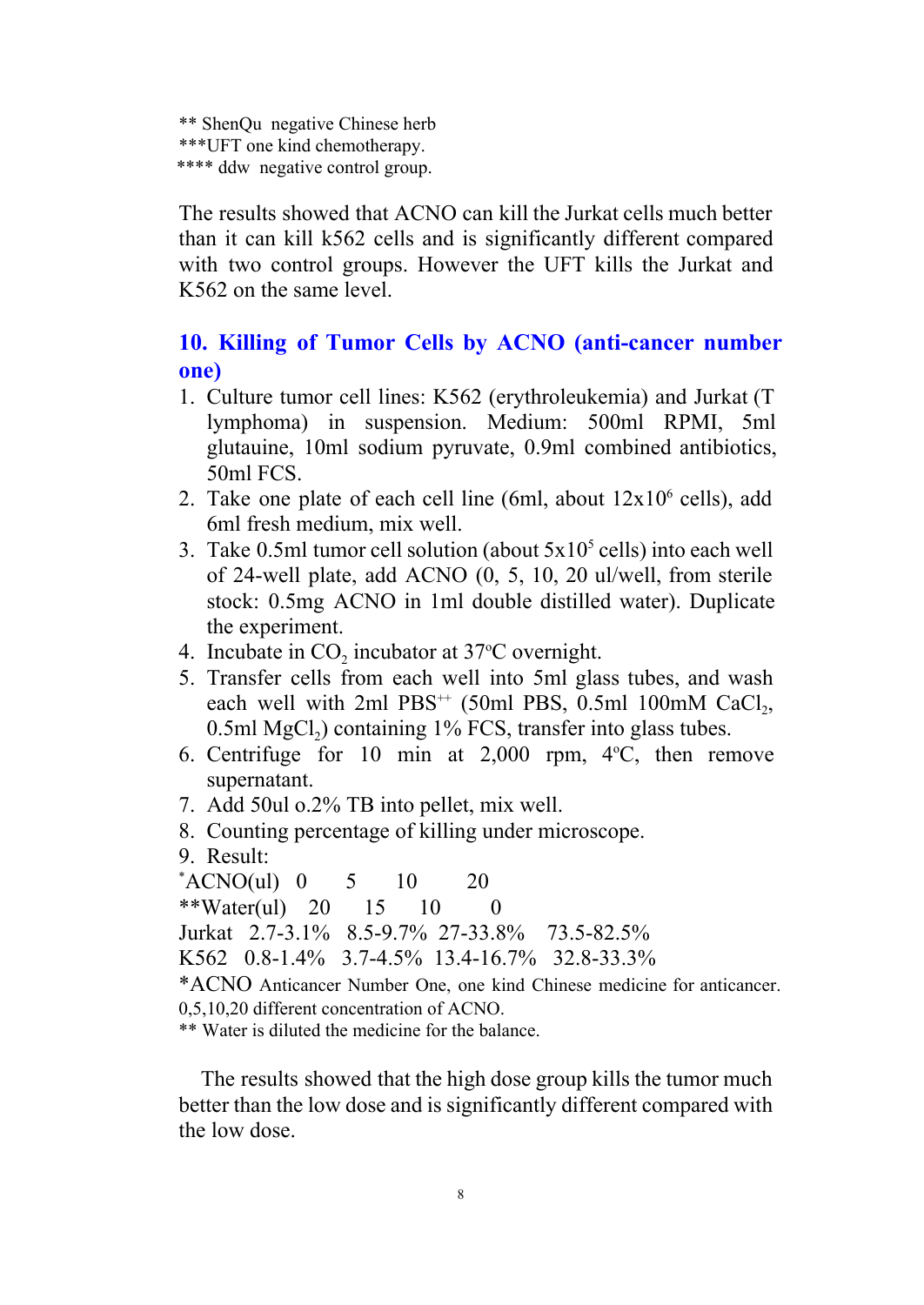** ShenQu negative Chinese herb
***UFT one kind chemotherapy.
**** ddw negative control group.

The results showed that ACNO can kill the Jurkat cells much better than it can kill k562 cells and is significantly different compared with two control groups. However the UFT kills the Jurkat and K562 on the same level.

## 10. Killing of Tumor Cells by ACNO (anti-cancer number one)

1. Culture tumor cell lines: K562 (erythroleukemia) and Jurkat (T lymphoma) in suspension. Medium: 500ml RPMI, 5ml glutauine, 10ml sodium pyruvate, 0.9ml combined antibiotics, 50ml FCS.
2. Take one plate of each cell line (6ml, about $12 \times 10^6$ cells), add 6ml fresh medium, mix well.
3. Take 0.5ml tumor cell solution (about $5 \times 10^5$ cells) into each well of 24-well plate, add ACNO (0, 5, 10, 20 ul/well, from sterile stock: 0.5mg ACNO in 1ml double distilled water). Duplicate the experiment.
4. Incubate in $CO_2$ incubator at 37°C overnight.
5. Transfer cells from each well into 5ml glass tubes, and wash each well with 2ml $PBS^{++}$ (50ml PBS, 0.5ml 100mM $CaCl_2$, 0.5ml $MgCl_2$) containing 1% FCS, transfer into glass tubes.
6. Centrifuge for 10 min at 2,000 rpm, 4°C, then remove supernatant.
7. Add 50ul o.2% TB into pellet, mix well.
8. Counting percentage of killing under microscope.
9. Result:

| *ACNO(ul) | 0 | 5 | 10 | 20 |
|---|---|---|---|---|
| **Water(ul) | 20 | 15 | 10 | 0 |
| Jurkat | 2.7-3.1% | 8.5-9.7% | 27-33.8% | 73.5-82.5% |
| K562 | 0.8-1.4% | 3.7-4.5% | 13.4-16.7% | 32.8-33.3% |

*ACNO Anticancer Number One, one kind Chinese medicine for anticancer. 0,5,10,20 different concentration of ACNO.
** Water is diluted the medicine for the balance.

The results showed that the high dose group kills the tumor much better than the low dose and is significantly different compared with the low dose.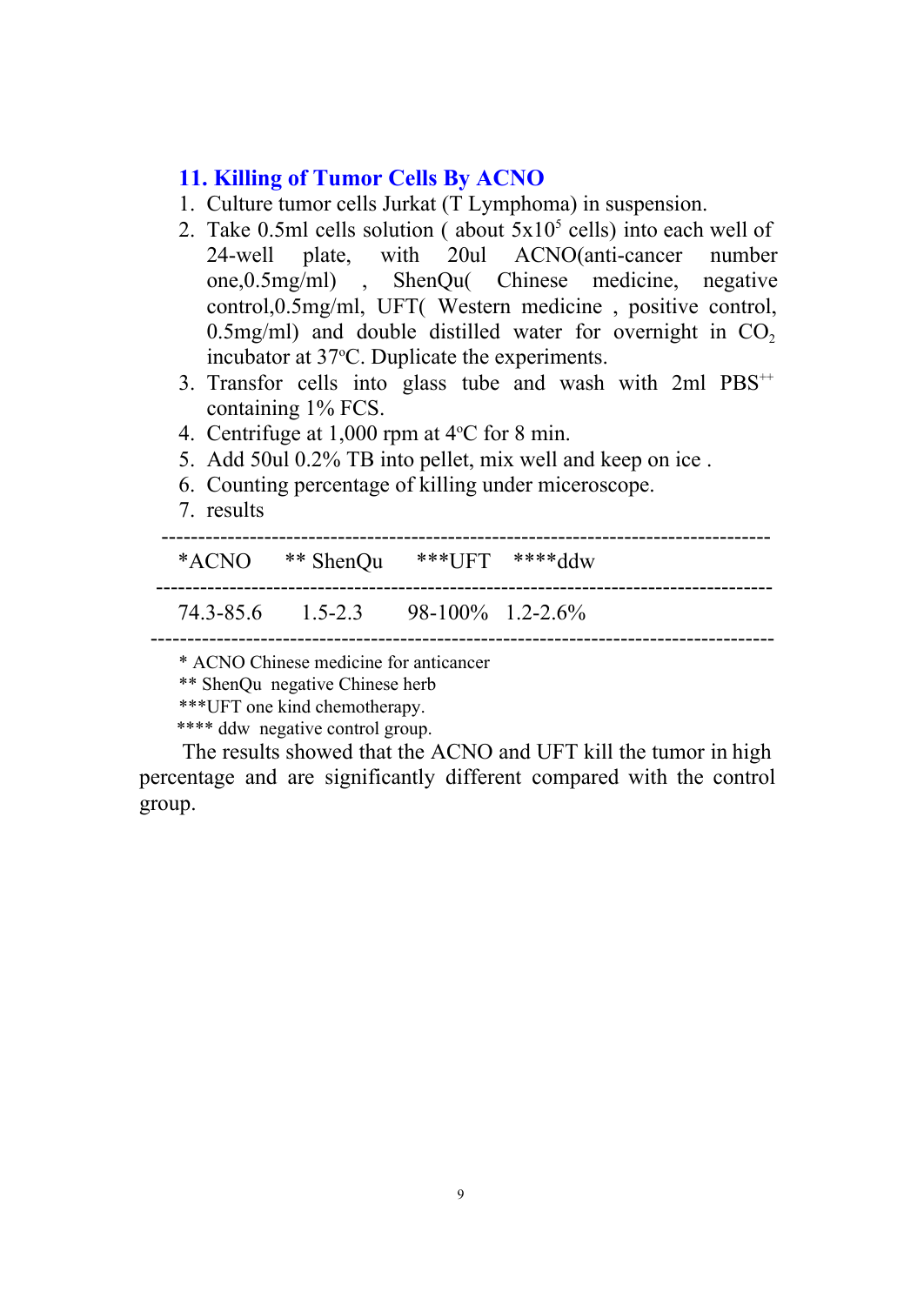## 11. Killing of Tumor Cells By ACNO

1. Culture tumor cells Jurkat (T Lymphoma) in suspension.
2. Take 0.5ml cells solution ( about $5x10^5$ cells) into each well of 24-well plate, with 20ul ACNO(anti-cancer number one,0.5mg/ml) , ShenQu( Chinese medicine, negative control,0.5mg/ml, UFT( Western medicine , positive control, 0.5mg/ml) and double distilled water for overnight in $CO_2$ incubator at 37°C. Duplicate the experiments.
3. Transfor cells into glass tube and wash with 2ml $PBS^{++}$ containing 1% FCS.
4. Centrifuge at 1,000 rpm at 4°C for 8 min.
5. Add 50ul 0.2% TB into pellet, mix well and keep on ice .
6. Counting percentage of killing under miceroscope.
7. results

| *ACNO | ** ShenQu | ***UFT | ****ddw |
|---|---|---|---|
| 74.3-85.6 | 1.5-2.3 | 98-100% | 1.2-2.6% |

\* ACNO Chinese medicine for anticancer
** ShenQu negative Chinese herb
***UFT one kind chemotherapy.
**** ddw negative control group.

The results showed that the ACNO and UFT kill the tumor in high percentage and are significantly different compared with the control group.